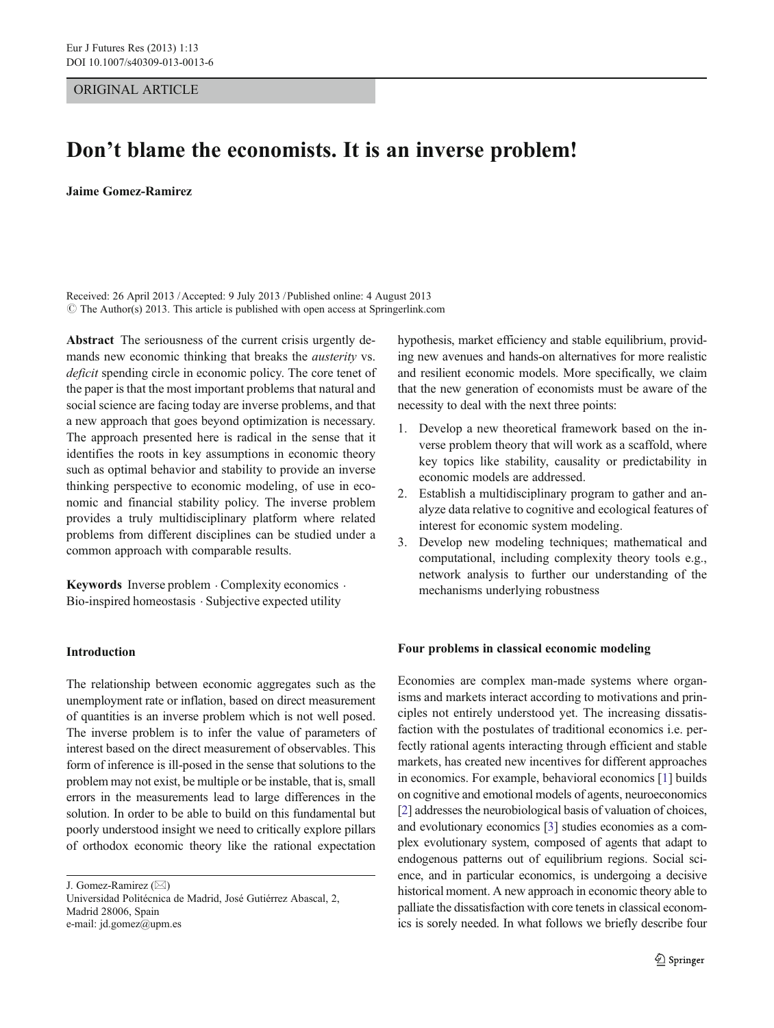ORIGINAL ARTICLE

# Don't blame the economists. It is an inverse problem!

**Jaime Gomez-Ramirez**

Received: 26 April 2013 / Accepted: 9 July 2013 / Published online: 4 August 2013
© The Author(s) 2013. This article is published with open access at Springerlink.com

**Abstract** The seriousness of the current crisis urgently demands new economic thinking that breaks the *austerity* vs. *deficit* spending circle in economic policy. The core tenet of the paper is that the most important problems that natural and social science are facing today are inverse problems, and that a new approach that goes beyond optimization is necessary. The approach presented here is radical in the sense that it identifies the roots in key assumptions in economic theory such as optimal behavior and stability to provide an inverse thinking perspective to economic modeling, of use in economic and financial stability policy. The inverse problem provides a truly multidisciplinary platform where related problems from different disciplines can be studied under a common approach with comparable results.

**Keywords** Inverse problem · Complexity economics · Bio-inspired homeostasis · Subjective expected utility

## Introduction

The relationship between economic aggregates such as the unemployment rate or inflation, based on direct measurement of quantities is an inverse problem which is not well posed. The inverse problem is to infer the value of parameters of interest based on the direct measurement of observables. This form of inference is ill-posed in the sense that solutions to the problem may not exist, be multiple or be instable, that is, small errors in the measurements lead to large differences in the solution. In order to be able to build on this fundamental but poorly understood insight we need to critically explore pillars of orthodox economic theory like the rational expectation hypothesis, market efficiency and stable equilibrium, providing new avenues and hands-on alternatives for more realistic and resilient economic models. More specifically, we claim that the new generation of economists must be aware of the necessity to deal with the next three points:

1. Develop a new theoretical framework based on the inverse problem theory that will work as a scaffold, where key topics like stability, causality or predictability in economic models are addressed.
2. Establish a multidisciplinary program to gather and analyze data relative to cognitive and ecological features of interest for economic system modeling.
3. Develop new modeling techniques; mathematical and computational, including complexity theory tools e.g., network analysis to further our understanding of the mechanisms underlying robustness

## Four problems in classical economic modeling

Economies are complex man-made systems where organisms and markets interact according to motivations and principles not entirely understood yet. The increasing dissatisfaction with the postulates of traditional economics i.e. perfectly rational agents interacting through efficient and stable markets, has created new incentives for different approaches in economics. For example, behavioral economics [1] builds on cognitive and emotional models of agents, neuroeconomics [2] addresses the neurobiological basis of valuation of choices, and evolutionary economics [3] studies economies as a complex evolutionary system, composed of agents that adapt to endogenous patterns out of equilibrium regions. Social science, and in particular economics, is undergoing a decisive historical moment. A new approach in economic theory able to palliate the dissatisfaction with core tenets in classical economics is sorely needed. In what follows we briefly describe four

J. Gomez-Ramirez (✉)
Universidad Politécnica de Madrid, José Gutiérrez Abascal, 2, Madrid 28006, Spain
e-mail: jd.gomez@upm.es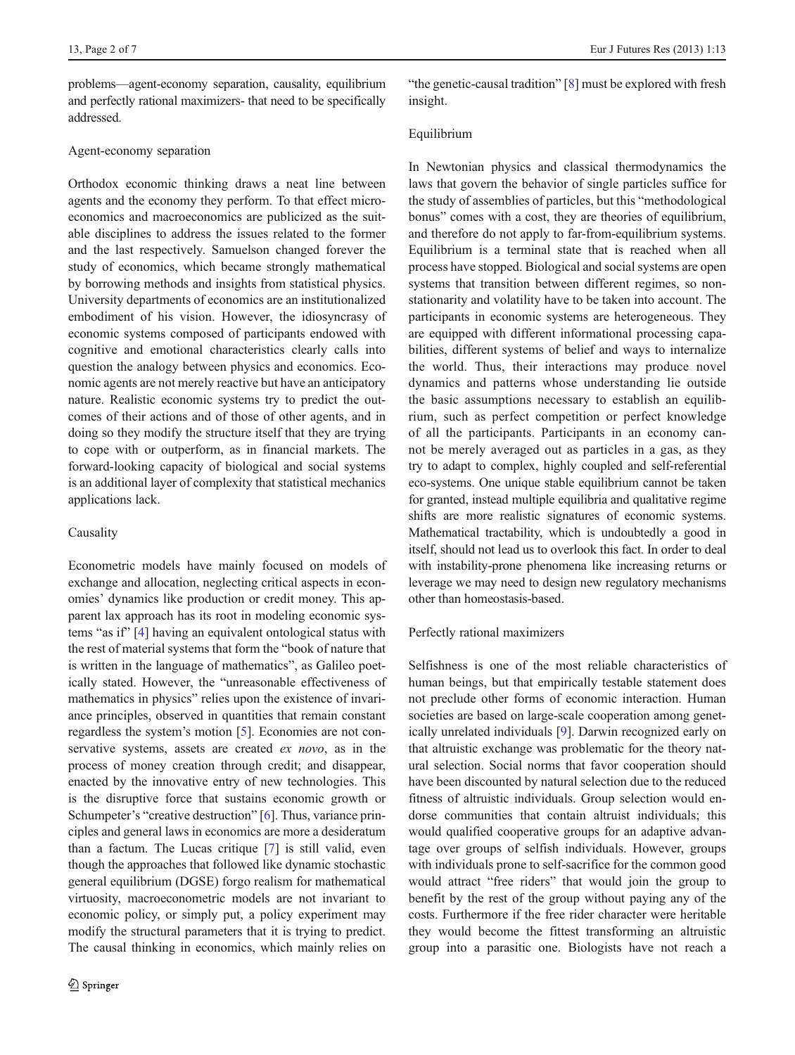problems—agent-economy separation, causality, equilibrium and perfectly rational maximizers- that need to be specifically addressed.

### Agent-economy separation

Orthodox economic thinking draws a neat line between agents and the economy they perform. To that effect microeconomics and macroeconomics are publicized as the suitable disciplines to address the issues related to the former and the last respectively. Samuelson changed forever the study of economics, which became strongly mathematical by borrowing methods and insights from statistical physics. University departments of economics are an institutionalized embodiment of his vision. However, the idiosyncrasy of economic systems composed of participants endowed with cognitive and emotional characteristics clearly calls into question the analogy between physics and economics. Economic agents are not merely reactive but have an anticipatory nature. Realistic economic systems try to predict the outcomes of their actions and of those of other agents, and in doing so they modify the structure itself that they are trying to cope with or outperform, as in financial markets. The forward-looking capacity of biological and social systems is an additional layer of complexity that statistical mechanics applications lack.

### Causality

Econometric models have mainly focused on models of exchange and allocation, neglecting critical aspects in economies' dynamics like production or credit money. This apparent lax approach has its root in modeling economic systems "as if" [4] having an equivalent ontological status with the rest of material systems that form the "book of nature that is written in the language of mathematics", as Galileo poetically stated. However, the "unreasonable effectiveness of mathematics in physics" relies upon the existence of invariance principles, observed in quantities that remain constant regardless the system's motion [5]. Economies are not conservative systems, assets are created *ex novo*, as in the process of money creation through credit; and disappear, enacted by the innovative entry of new technologies. This is the disruptive force that sustains economic growth or Schumpeter's "creative destruction" [6]. Thus, variance principles and general laws in economics are more a desideratum than a factum. The Lucas critique [7] is still valid, even though the approaches that followed like dynamic stochastic general equilibrium (DGSE) forgo realism for mathematical virtuosity, macroeconometric models are not invariant to economic policy, or simply put, a policy experiment may modify the structural parameters that it is trying to predict. The causal thinking in economics, which mainly relies on "the genetic-causal tradition" [8] must be explored with fresh insight.

### Equilibrium

In Newtonian physics and classical thermodynamics the laws that govern the behavior of single particles suffice for the study of assemblies of particles, but this "methodological bonus" comes with a cost, they are theories of equilibrium, and therefore do not apply to far-from-equilibrium systems. Equilibrium is a terminal state that is reached when all process have stopped. Biological and social systems are open systems that transition between different regimes, so non-stationarity and volatility have to be taken into account. The participants in economic systems are heterogeneous. They are equipped with different informational processing capabilities, different systems of belief and ways to internalize the world. Thus, their interactions may produce novel dynamics and patterns whose understanding lie outside the basic assumptions necessary to establish an equilibrium, such as perfect competition or perfect knowledge of all the participants. Participants in an economy cannot be merely averaged out as particles in a gas, as they try to adapt to complex, highly coupled and self-referential eco-systems. One unique stable equilibrium cannot be taken for granted, instead multiple equilibria and qualitative regime shifts are more realistic signatures of economic systems. Mathematical tractability, which is undoubtedly a good in itself, should not lead us to overlook this fact. In order to deal with instability-prone phenomena like increasing returns or leverage we may need to design new regulatory mechanisms other than homeostasis-based.

### Perfectly rational maximizers

Selfishness is one of the most reliable characteristics of human beings, but that empirically testable statement does not preclude other forms of economic interaction. Human societies are based on large-scale cooperation among genetically unrelated individuals [9]. Darwin recognized early on that altruistic exchange was problematic for the theory natural selection. Social norms that favor cooperation should have been discounted by natural selection due to the reduced fitness of altruistic individuals. Group selection would endorse communities that contain altruist individuals; this would qualified cooperative groups for an adaptive advantage over groups of selfish individuals. However, groups with individuals prone to self-sacrifice for the common good would attract "free riders" that would join the group to benefit by the rest of the group without paying any of the costs. Furthermore if the free rider character were heritable they would become the fittest transforming an altruistic group into a parasitic one. Biologists have not reach a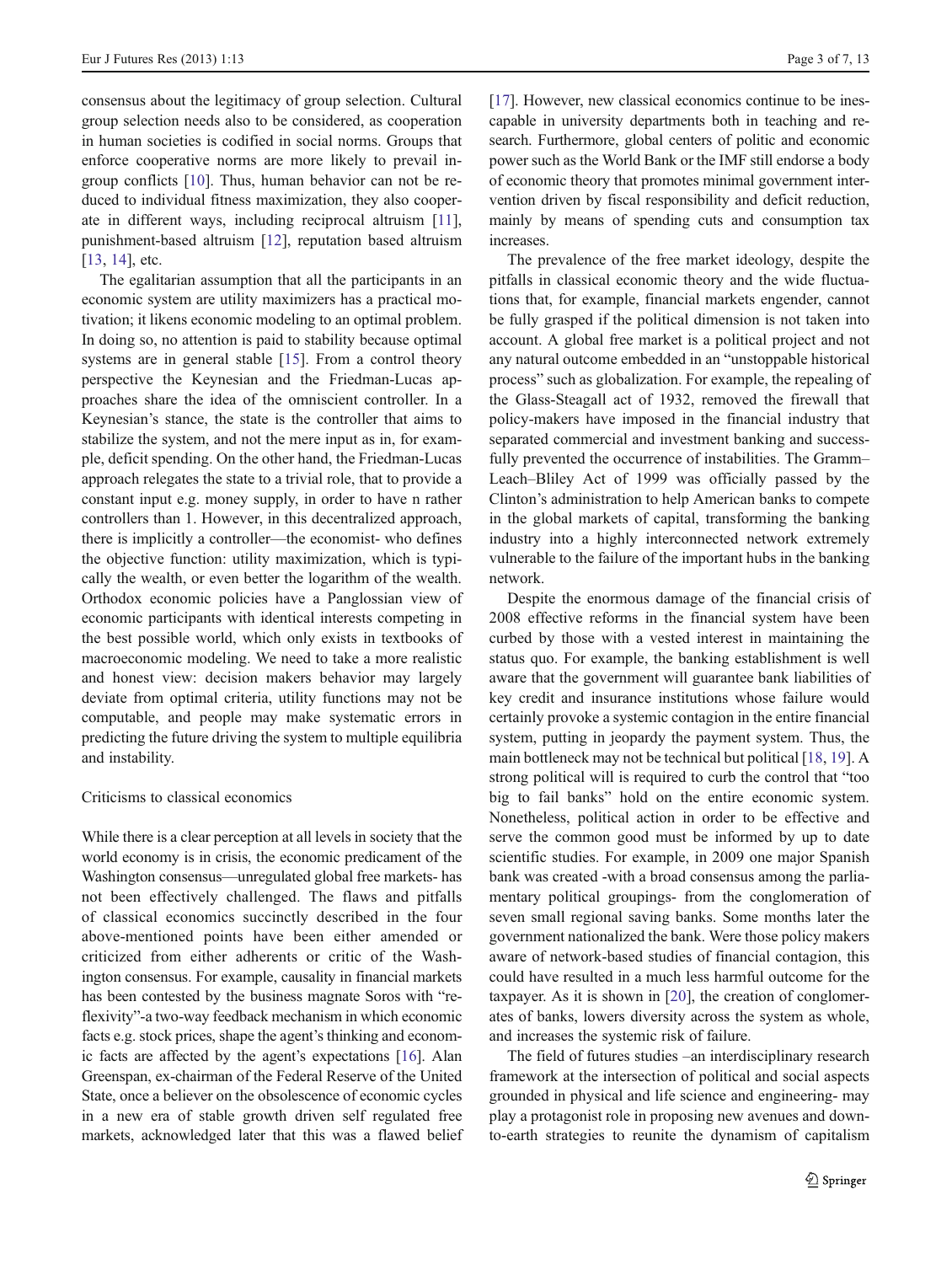consensus about the legitimacy of group selection. Cultural group selection needs also to be considered, as cooperation in human societies is codified in social norms. Groups that enforce cooperative norms are more likely to prevail ingroup conflicts [10]. Thus, human behavior can not be reduced to individual fitness maximization, they also cooperate in different ways, including reciprocal altruism [11], punishment-based altruism [12], reputation based altruism [13, 14], etc.

The egalitarian assumption that all the participants in an economic system are utility maximizers has a practical motivation; it likens economic modeling to an optimal problem. In doing so, no attention is paid to stability because optimal systems are in general stable [15]. From a control theory perspective the Keynesian and the Friedman-Lucas approaches share the idea of the omniscient controller. In a Keynesian's stance, the state is the controller that aims to stabilize the system, and not the mere input as in, for example, deficit spending. On the other hand, the Friedman-Lucas approach relegates the state to a trivial role, that to provide a constant input e.g. money supply, in order to have n rather controllers than 1. However, in this decentralized approach, there is implicitly a controller—the economist- who defines the objective function: utility maximization, which is typically the wealth, or even better the logarithm of the wealth. Orthodox economic policies have a Panglossian view of economic participants with identical interests competing in the best possible world, which only exists in textbooks of macroeconomic modeling. We need to take a more realistic and honest view: decision makers behavior may largely deviate from optimal criteria, utility functions may not be computable, and people may make systematic errors in predicting the future driving the system to multiple equilibria and instability.

## Criticisms to classical economics

While there is a clear perception at all levels in society that the world economy is in crisis, the economic predicament of the Washington consensus—unregulated global free markets- has not been effectively challenged. The flaws and pitfalls of classical economics succinctly described in the four above-mentioned points have been either amended or criticized from either adherents or critic of the Washington consensus. For example, causality in financial markets has been contested by the business magnate Soros with "reflexivity"-a two-way feedback mechanism in which economic facts e.g. stock prices, shape the agent's thinking and economic facts are affected by the agent's expectations [16]. Alan Greenspan, ex-chairman of the Federal Reserve of the United State, once a believer on the obsolescence of economic cycles in a new era of stable growth driven self regulated free markets, acknowledged later that this was a flawed belief [17]. However, new classical economics continue to be inescapable in university departments both in teaching and research. Furthermore, global centers of politic and economic power such as the World Bank or the IMF still endorse a body of economic theory that promotes minimal government intervention driven by fiscal responsibility and deficit reduction, mainly by means of spending cuts and consumption tax increases.

The prevalence of the free market ideology, despite the pitfalls in classical economic theory and the wide fluctuations that, for example, financial markets engender, cannot be fully grasped if the political dimension is not taken into account. A global free market is a political project and not any natural outcome embedded in an "unstoppable historical process" such as globalization. For example, the repealing of the Glass-Steagall act of 1932, removed the firewall that policy-makers have imposed in the financial industry that separated commercial and investment banking and successfully prevented the occurrence of instabilities. The Gramm–Leach–Bliley Act of 1999 was officially passed by the Clinton's administration to help American banks to compete in the global markets of capital, transforming the banking industry into a highly interconnected network extremely vulnerable to the failure of the important hubs in the banking network.

Despite the enormous damage of the financial crisis of 2008 effective reforms in the financial system have been curbed by those with a vested interest in maintaining the status quo. For example, the banking establishment is well aware that the government will guarantee bank liabilities of key credit and insurance institutions whose failure would certainly provoke a systemic contagion in the entire financial system, putting in jeopardy the payment system. Thus, the main bottleneck may not be technical but political [18, 19]. A strong political will is required to curb the control that "too big to fail banks" hold on the entire economic system. Nonetheless, political action in order to be effective and serve the common good must be informed by up to date scientific studies. For example, in 2009 one major Spanish bank was created -with a broad consensus among the parliamentary political groupings- from the conglomeration of seven small regional saving banks. Some months later the government nationalized the bank. Were those policy makers aware of network-based studies of financial contagion, this could have resulted in a much less harmful outcome for the taxpayer. As it is shown in [20], the creation of conglomerates of banks, lowers diversity across the system as whole, and increases the systemic risk of failure.

The field of futures studies –an interdisciplinary research framework at the intersection of political and social aspects grounded in physical and life science and engineering- may play a protagonist role in proposing new avenues and down-to-earth strategies to reunite the dynamism of capitalism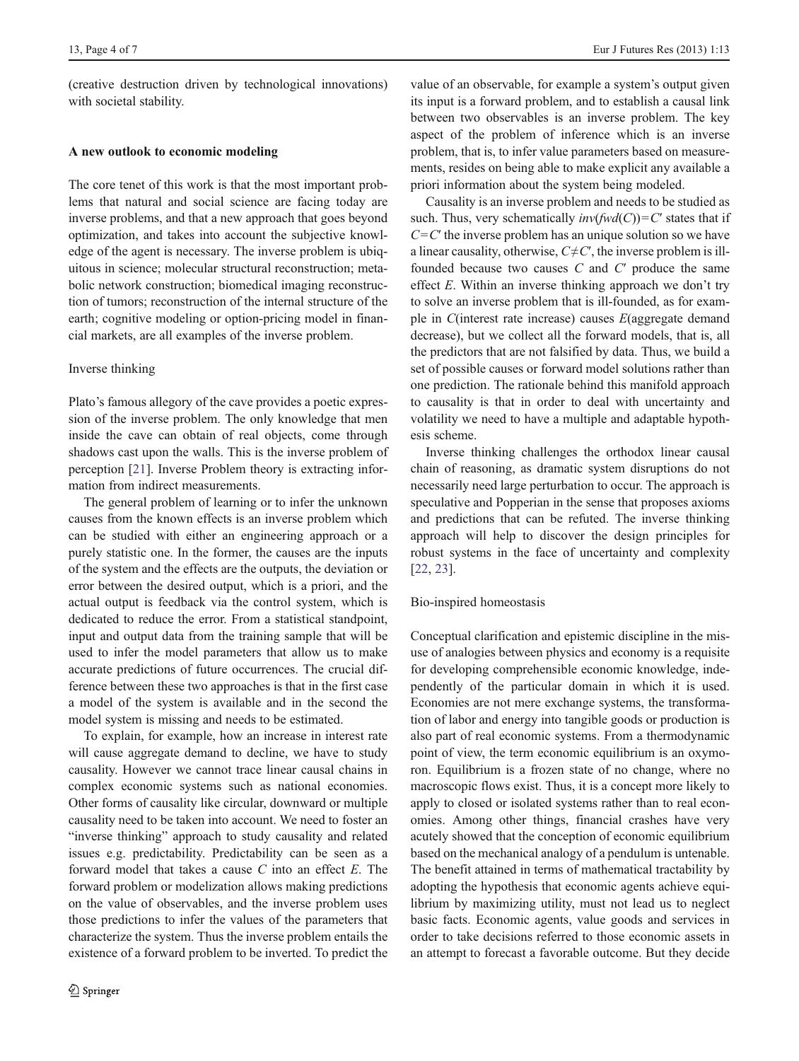(creative destruction driven by technological innovations) with societal stability.

## A new outlook to economic modeling

The core tenet of this work is that the most important problems that natural and social science are facing today are inverse problems, and that a new approach that goes beyond optimization, and takes into account the subjective knowledge of the agent is necessary. The inverse problem is ubiquitous in science; molecular structural reconstruction; metabolic network construction; biomedical imaging reconstruction of tumors; reconstruction of the internal structure of the earth; cognitive modeling or option-pricing model in financial markets, are all examples of the inverse problem.

### Inverse thinking

Plato's famous allegory of the cave provides a poetic expression of the inverse problem. The only knowledge that men inside the cave can obtain of real objects, come through shadows cast upon the walls. This is the inverse problem of perception [21]. Inverse Problem theory is extracting information from indirect measurements.

The general problem of learning or to infer the unknown causes from the known effects is an inverse problem which can be studied with either an engineering approach or a purely statistic one. In the former, the causes are the inputs of the system and the effects are the outputs, the deviation or error between the desired output, which is a priori, and the actual output is feedback via the control system, which is dedicated to reduce the error. From a statistical standpoint, input and output data from the training sample that will be used to infer the model parameters that allow us to make accurate predictions of future occurrences. The crucial difference between these two approaches is that in the first case a model of the system is available and in the second the model system is missing and needs to be estimated.

To explain, for example, how an increase in interest rate will cause aggregate demand to decline, we have to study causality. However we cannot trace linear causal chains in complex economic systems such as national economies. Other forms of causality like circular, downward or multiple causality need to be taken into account. We need to foster an "inverse thinking" approach to study causality and related issues e.g. predictability. Predictability can be seen as a forward model that takes a cause $C$ into an effect $E$. The forward problem or modelization allows making predictions on the value of observables, and the inverse problem uses those predictions to infer the values of the parameters that characterize the system. Thus the inverse problem entails the existence of a forward problem to be inverted. To predict the value of an observable, for example a system's output given its input is a forward problem, and to establish a causal link between two observables is an inverse problem. The key aspect of the problem of inference which is an inverse problem, that is, to infer value parameters based on measurements, resides on being able to make explicit any available a priori information about the system being modeled.

Causality is an inverse problem and needs to be studied as such. Thus, very schematically $inv(fwd(C))=C'$ states that if $C=C'$ the inverse problem has an unique solution so we have a linear causality, otherwise, $C\neq C'$, the inverse problem is ill-founded because two causes $C$ and $C'$ produce the same effect $E$. Within an inverse thinking approach we don't try to solve an inverse problem that is ill-founded, as for example in *C*(interest rate increase) causes *E*(aggregate demand decrease), but we collect all the forward models, that is, all the predictors that are not falsified by data. Thus, we build a set of possible causes or forward model solutions rather than one prediction. The rationale behind this manifold approach to causality is that in order to deal with uncertainty and volatility we need to have a multiple and adaptable hypothesis scheme.

Inverse thinking challenges the orthodox linear causal chain of reasoning, as dramatic system disruptions do not necessarily need large perturbation to occur. The approach is speculative and Popperian in the sense that proposes axioms and predictions that can be refuted. The inverse thinking approach will help to discover the design principles for robust systems in the face of uncertainty and complexity [22, 23].

### Bio-inspired homeostasis

Conceptual clarification and epistemic discipline in the misuse of analogies between physics and economy is a requisite for developing comprehensible economic knowledge, independently of the particular domain in which it is used. Economies are not mere exchange systems, the transformation of labor and energy into tangible goods or production is also part of real economic systems. From a thermodynamic point of view, the term economic equilibrium is an oxymoron. Equilibrium is a frozen state of no change, where no macroscopic flows exist. Thus, it is a concept more likely to apply to closed or isolated systems rather than to real economies. Among other things, financial crashes have very acutely showed that the conception of economic equilibrium based on the mechanical analogy of a pendulum is untenable. The benefit attained in terms of mathematical tractability by adopting the hypothesis that economic agents achieve equilibrium by maximizing utility, must not lead us to neglect basic facts. Economic agents, value goods and services in order to take decisions referred to those economic assets in an attempt to forecast a favorable outcome. But they decide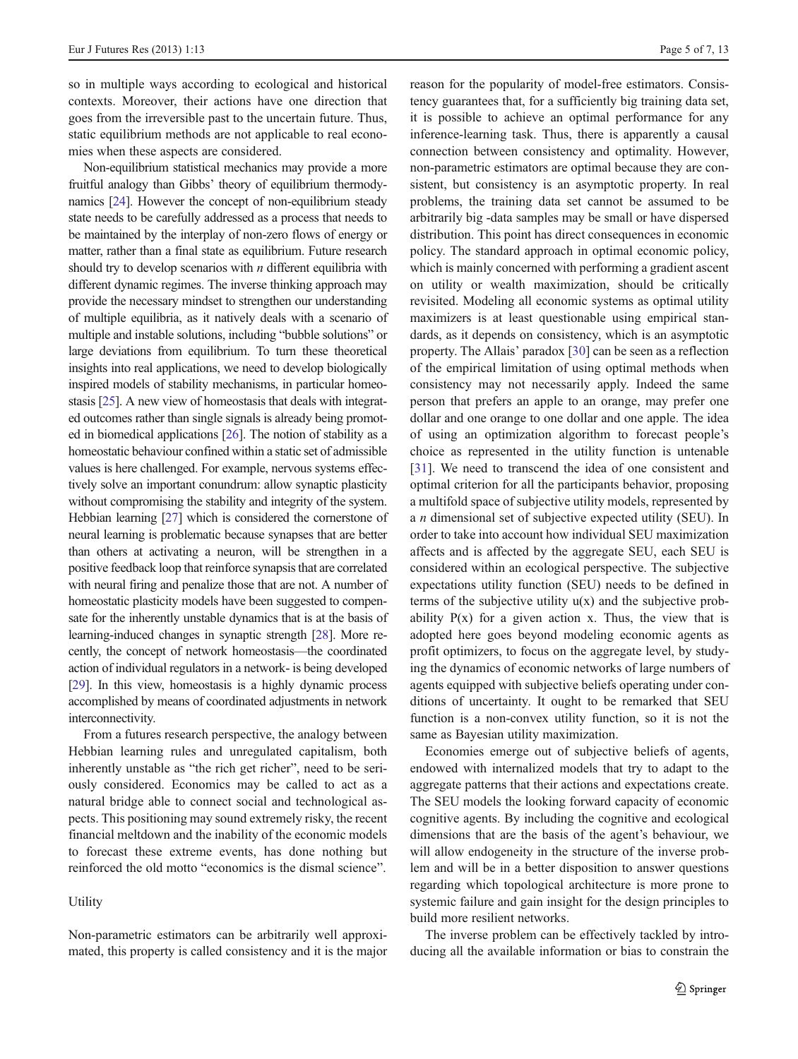so in multiple ways according to ecological and historical contexts. Moreover, their actions have one direction that goes from the irreversible past to the uncertain future. Thus, static equilibrium methods are not applicable to real economies when these aspects are considered.

Non-equilibrium statistical mechanics may provide a more fruitful analogy than Gibbs' theory of equilibrium thermodynamics [24]. However the concept of non-equilibrium steady state needs to be carefully addressed as a process that needs to be maintained by the interplay of non-zero flows of energy or matter, rather than a final state as equilibrium. Future research should try to develop scenarios with *n* different equilibria with different dynamic regimes. The inverse thinking approach may provide the necessary mindset to strengthen our understanding of multiple equilibria, as it natively deals with a scenario of multiple and instable solutions, including "bubble solutions" or large deviations from equilibrium. To turn these theoretical insights into real applications, we need to develop biologically inspired models of stability mechanisms, in particular homeostasis [25]. A new view of homeostasis that deals with integrated outcomes rather than single signals is already being promoted in biomedical applications [26]. The notion of stability as a homeostatic behaviour confined within a static set of admissible values is here challenged. For example, nervous systems effectively solve an important conundrum: allow synaptic plasticity without compromising the stability and integrity of the system. Hebbian learning [27] which is considered the cornerstone of neural learning is problematic because synapses that are better than others at activating a neuron, will be strengthen in a positive feedback loop that reinforce synapsis that are correlated with neural firing and penalize those that are not. A number of homeostatic plasticity models have been suggested to compensate for the inherently unstable dynamics that is at the basis of learning-induced changes in synaptic strength [28]. More recently, the concept of network homeostasis—the coordinated action of individual regulators in a network- is being developed [29]. In this view, homeostasis is a highly dynamic process accomplished by means of coordinated adjustments in network interconnectivity.

From a futures research perspective, the analogy between Hebbian learning rules and unregulated capitalism, both inherently unstable as "the rich get richer", need to be seriously considered. Economics may be called to act as a natural bridge able to connect social and technological aspects. This positioning may sound extremely risky, the recent financial meltdown and the inability of the economic models to forecast these extreme events, has done nothing but reinforced the old motto "economics is the dismal science".

## Utility

Non-parametric estimators can be arbitrarily well approximated, this property is called consistency and it is the major reason for the popularity of model-free estimators. Consistency guarantees that, for a sufficiently big training data set, it is possible to achieve an optimal performance for any inference-learning task. Thus, there is apparently a causal connection between consistency and optimality. However, non-parametric estimators are optimal because they are consistent, but consistency is an asymptotic property. In real problems, the training data set cannot be assumed to be arbitrarily big -data samples may be small or have dispersed distribution. This point has direct consequences in economic policy. The standard approach in optimal economic policy, which is mainly concerned with performing a gradient ascent on utility or wealth maximization, should be critically revisited. Modeling all economic systems as optimal utility maximizers is at least questionable using empirical standards, as it depends on consistency, which is an asymptotic property. The Allais' paradox [30] can be seen as a reflection of the empirical limitation of using optimal methods when consistency may not necessarily apply. Indeed the same person that prefers an apple to an orange, may prefer one dollar and one orange to one dollar and one apple. The idea of using an optimization algorithm to forecast people's choice as represented in the utility function is untenable [31]. We need to transcend the idea of one consistent and optimal criterion for all the participants behavior, proposing a multifold space of subjective utility models, represented by a *n* dimensional set of subjective expected utility (SEU). In order to take into account how individual SEU maximization affects and is affected by the aggregate SEU, each SEU is considered within an ecological perspective. The subjective expectations utility function (SEU) needs to be defined in terms of the subjective utility $u(x)$ and the subjective probability $P(x)$ for a given action $x$. Thus, the view that is adopted here goes beyond modeling economic agents as profit optimizers, to focus on the aggregate level, by studying the dynamics of economic networks of large numbers of agents equipped with subjective beliefs operating under conditions of uncertainty. It ought to be remarked that SEU function is a non-convex utility function, so it is not the same as Bayesian utility maximization.

Economies emerge out of subjective beliefs of agents, endowed with internalized models that try to adapt to the aggregate patterns that their actions and expectations create. The SEU models the looking forward capacity of economic cognitive agents. By including the cognitive and ecological dimensions that are the basis of the agent's behaviour, we will allow endogeneity in the structure of the inverse problem and will be in a better disposition to answer questions regarding which topological architecture is more prone to systemic failure and gain insight for the design principles to build more resilient networks.

The inverse problem can be effectively tackled by introducing all the available information or bias to constrain the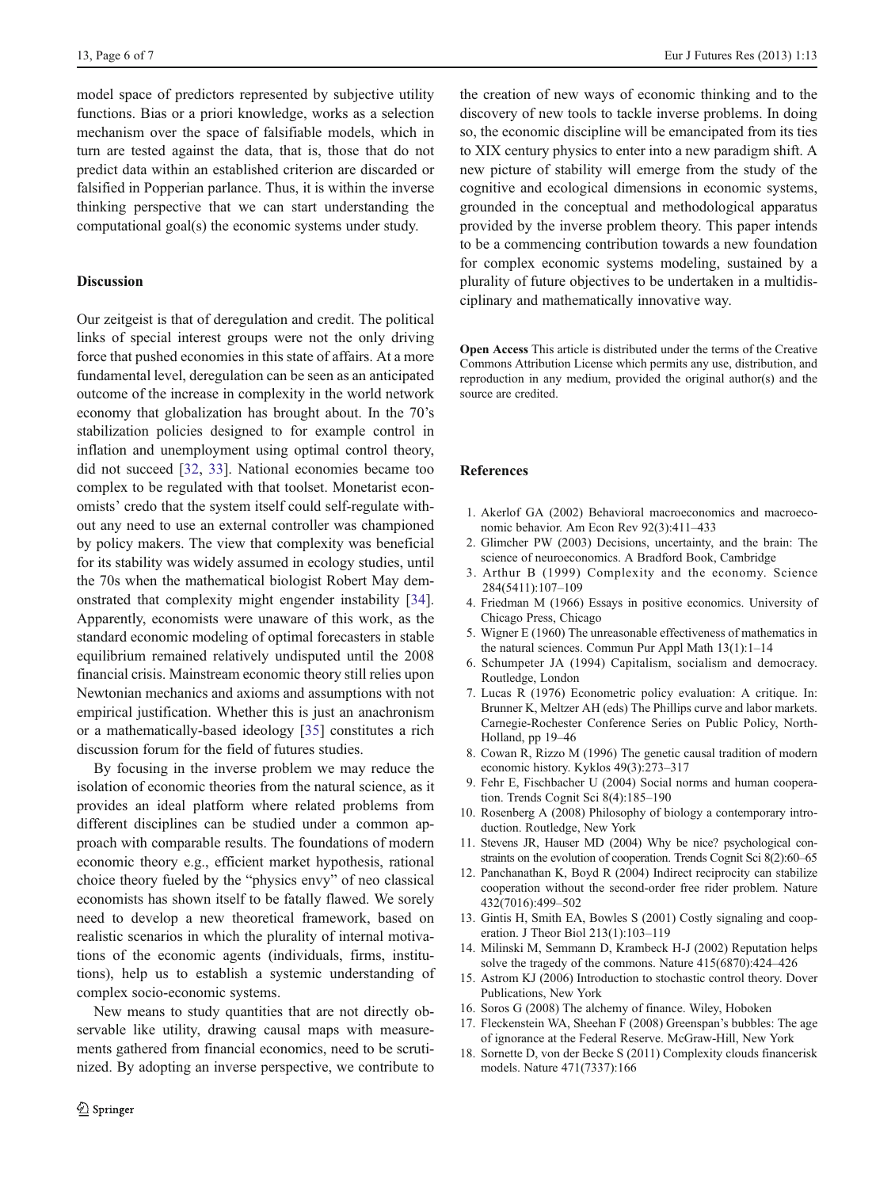model space of predictors represented by subjective utility functions. Bias or a priori knowledge, works as a selection mechanism over the space of falsifiable models, which in turn are tested against the data, that is, those that do not predict data within an established criterion are discarded or falsified in Popperian parlance. Thus, it is within the inverse thinking perspective that we can start understanding the computational goal(s) the economic systems under study.

## Discussion

Our zeitgeist is that of deregulation and credit. The political links of special interest groups were not the only driving force that pushed economies in this state of affairs. At a more fundamental level, deregulation can be seen as an anticipated outcome of the increase in complexity in the world network economy that globalization has brought about. In the 70's stabilization policies designed to for example control in inflation and unemployment using optimal control theory, did not succeed [32, 33]. National economies became too complex to be regulated with that toolset. Monetarist economists' credo that the system itself could self-regulate without any need to use an external controller was championed by policy makers. The view that complexity was beneficial for its stability was widely assumed in ecology studies, until the 70s when the mathematical biologist Robert May demonstrated that complexity might engender instability [34]. Apparently, economists were unaware of this work, as the standard economic modeling of optimal forecasters in stable equilibrium remained relatively undisputed until the 2008 financial crisis. Mainstream economic theory still relies upon Newtonian mechanics and axioms and assumptions with not empirical justification. Whether this is just an anachronism or a mathematically-based ideology [35] constitutes a rich discussion forum for the field of futures studies.

By focusing in the inverse problem we may reduce the isolation of economic theories from the natural science, as it provides an ideal platform where related problems from different disciplines can be studied under a common approach with comparable results. The foundations of modern economic theory e.g., efficient market hypothesis, rational choice theory fueled by the "physics envy" of neo classical economists has shown itself to be fatally flawed. We sorely need to develop a new theoretical framework, based on realistic scenarios in which the plurality of internal motivations of the economic agents (individuals, firms, institutions), help us to establish a systemic understanding of complex socio-economic systems.

New means to study quantities that are not directly observable like utility, drawing causal maps with measurements gathered from financial economics, need to be scrutinized. By adopting an inverse perspective, we contribute to the creation of new ways of economic thinking and to the discovery of new tools to tackle inverse problems. In doing so, the economic discipline will be emancipated from its ties to XIX century physics to enter into a new paradigm shift. A new picture of stability will emerge from the study of the cognitive and ecological dimensions in economic systems, grounded in the conceptual and methodological apparatus provided by the inverse problem theory. This paper intends to be a commencing contribution towards a new foundation for complex economic systems modeling, sustained by a plurality of future objectives to be undertaken in a multidisciplinary and mathematically innovative way.

**Open Access** This article is distributed under the terms of the Creative Commons Attribution License which permits any use, distribution, and reproduction in any medium, provided the original author(s) and the source are credited.

## References

1. Akerlof GA (2002) Behavioral macroeconomics and macroeconomic behavior. Am Econ Rev 92(3):411–433
2. Glimcher PW (2003) Decisions, uncertainty, and the brain: The science of neuroeconomics. A Bradford Book, Cambridge
3. Arthur B (1999) Complexity and the economy. Science 284(5411):107–109
4. Friedman M (1966) Essays in positive economics. University of Chicago Press, Chicago
5. Wigner E (1960) The unreasonable effectiveness of mathematics in the natural sciences. Commun Pur Appl Math 13(1):1–14
6. Schumpeter JA (1994) Capitalism, socialism and democracy. Routledge, London
7. Lucas R (1976) Econometric policy evaluation: A critique. In: Brunner K, Meltzer AH (eds) The Phillips curve and labor markets. Carnegie-Rochester Conference Series on Public Policy, North-Holland, pp 19–46
8. Cowan R, Rizzo M (1996) The genetic causal tradition of modern economic history. Kyklos 49(3):273–317
9. Fehr E, Fischbacher U (2004) Social norms and human cooperation. Trends Cognit Sci 8(4):185–190
10. Rosenberg A (2008) Philosophy of biology a contemporary introduction. Routledge, New York
11. Stevens JR, Hauser MD (2004) Why be nice? psychological constraints on the evolution of cooperation. Trends Cognit Sci 8(2):60–65
12. Panchanathan K, Boyd R (2004) Indirect reciprocity can stabilize cooperation without the second-order free rider problem. Nature 432(7016):499–502
13. Gintis H, Smith EA, Bowles S (2001) Costly signaling and cooperation. J Theor Biol 213(1):103–119
14. Milinski M, Semmann D, Krambeck H-J (2002) Reputation helps solve the tragedy of the commons. Nature 415(6870):424–426
15. Astrom KJ (2006) Introduction to stochastic control theory. Dover Publications, New York
16. Soros G (2008) The alchemy of finance. Wiley, Hoboken
17. Fleckenstein WA, Sheehan F (2008) Greenspan's bubbles: The age of ignorance at the Federal Reserve. McGraw-Hill, New York
18. Sornette D, von der Becke S (2011) Complexity clouds financerisk models. Nature 471(7337):166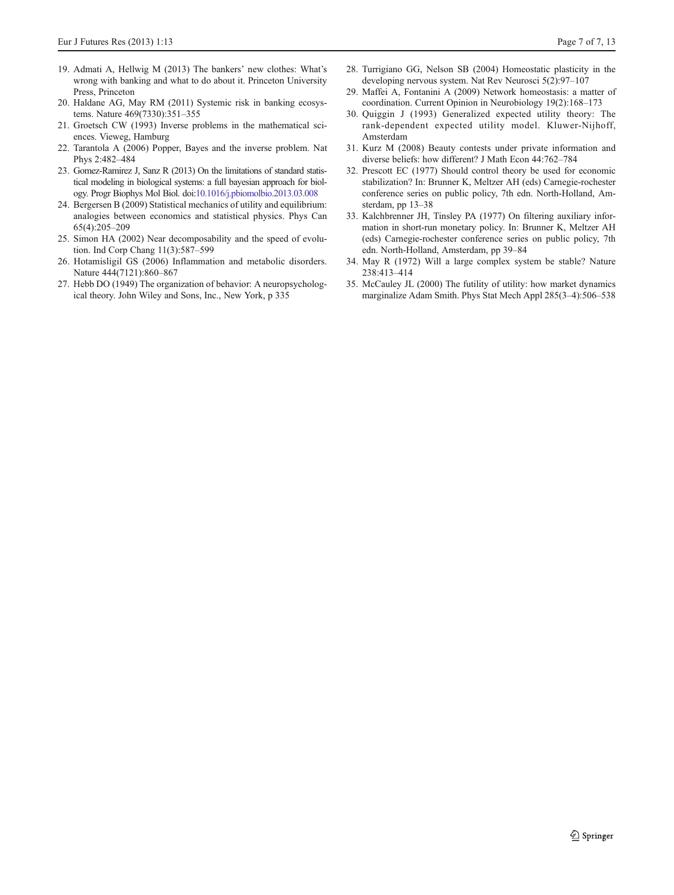19. Admati A, Hellwig M (2013) The bankers' new clothes: What's wrong with banking and what to do about it. Princeton University Press, Princeton
20. Haldane AG, May RM (2011) Systemic risk in banking ecosystems. Nature 469(7330):351–355
21. Groetsch CW (1993) Inverse problems in the mathematical sciences. Vieweg, Hamburg
22. Tarantola A (2006) Popper, Bayes and the inverse problem. Nat Phys 2:482–484
23. Gomez-Ramirez J, Sanz R (2013) On the limitations of standard statistical modeling in biological systems: a full bayesian approach for biology. Progr Biophys Mol Biol. doi:10.1016/j.pbiomolbio.2013.03.008
24. Bergersen B (2009) Statistical mechanics of utility and equilibrium: analogies between economics and statistical physics. Phys Can 65(4):205–209
25. Simon HA (2002) Near decomposability and the speed of evolution. Ind Corp Chang 11(3):587–599
26. Hotamisligil GS (2006) Inflammation and metabolic disorders. Nature 444(7121):860–867
27. Hebb DO (1949) The organization of behavior: A neuropsychological theory. John Wiley and Sons, Inc., New York, p 335
28. Turrigiano GG, Nelson SB (2004) Homeostatic plasticity in the developing nervous system. Nat Rev Neurosci 5(2):97–107
29. Maffei A, Fontanini A (2009) Network homeostasis: a matter of coordination. Current Opinion in Neurobiology 19(2):168–173
30. Quiggin J (1993) Generalized expected utility theory: The rank-dependent expected utility model. Kluwer-Nijhoff, Amsterdam
31. Kurz M (2008) Beauty contests under private information and diverse beliefs: how different? J Math Econ 44:762–784
32. Prescott EC (1977) Should control theory be used for economic stabilization? In: Brunner K, Meltzer AH (eds) Carnegie-rochester conference series on public policy, 7th edn. North-Holland, Amsterdam, pp 13–38
33. Kalchbrenner JH, Tinsley PA (1977) On filtering auxiliary information in short-run monetary policy. In: Brunner K, Meltzer AH (eds) Carnegie-rochester conference series on public policy, 7th edn. North-Holland, Amsterdam, pp 39–84
34. May R (1972) Will a large complex system be stable? Nature 238:413–414
35. McCauley JL (2000) The futility of utility: how market dynamics marginalize Adam Smith. Phys Stat Mech Appl 285(3–4):506–538